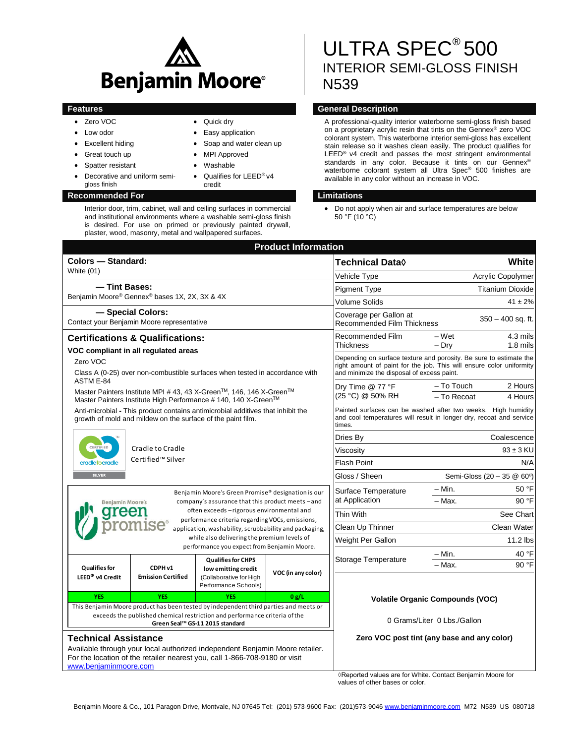Benjamin Moore®

# ULTRA SPEC® 500
## INTERIOR SEMI-GLOSS FINISH
## N539

### Features

- Zero VOC
- Low odor
- Excellent hiding
- Great touch up
- Spatter resistant
- Decorative and uniform semi-gloss finish
- Quick dry
- Easy application
- Soap and water clean up
- MPI Approved
- Washable
- Qualifies for LEED® v4 credit

### Recommended For

Interior door, trim, cabinet, wall and ceiling surfaces in commercial and institutional environments where a washable semi-gloss finish is desired. For use on primed or previously painted drywall, plaster, wood, masonry, metal and wallpapered surfaces.

### General Description

A professional-quality interior waterborne semi-gloss finish based on a proprietary acrylic resin that tints on the Gennex® zero VOC colorant system. This waterborne interior semi-gloss has excellent stain release so it washes clean easily. The product qualifies for LEED® v4 credit and passes the most stringent environmental standards in any color. Because it tints on our Gennex® waterborne colorant system all Ultra Spec® 500 finishes are available in any color without an increase in VOC.

### Limitations

- Do not apply when air and surface temperatures are below 50 °F (10 °C)

## Product Information

### Colors — Standard:

White (01)

**— Tint Bases:**

Benjamin Moore® Gennex® bases 1X, 2X, 3X & 4X

**— Special Colors:**

Contact your Benjamin Moore representative

### Certifications & Qualifications:

**VOC compliant in all regulated areas**

Zero VOC

Class A (0-25) over non-combustible surfaces when tested in accordance with ASTM E-84

Master Painters Institute MPI # 43, 43 X-Green™, 146, 146 X-Green™
Master Painters Institute High Performance # 140, 140 X-Green™

Anti-microbial - This product contains antimicrobial additives that inhibit the growth of mold and mildew on the surface of the paint film.

CERTIFIED cradletocradle SILVER

Cradle to Cradle Certified™ Silver

Benjamin Moore's green promise®

Benjamin Moore's Green Promise® designation is our company's assurance that this product meets – and often exceeds – rigorous environmental and performance criteria regarding VOCs, emissions, application, washability, scrubbability and packaging, while also delivering the premium levels of performance you expect from Benjamin Moore.

| Qualifies for LEED® v4 Credit | CDPH v1 Emission Certified | Qualifies for CHPS low emitting credit (Collaborative for High Performance Schools) | VOC (in any color) |
|---|---|---|---|
| YES | YES | YES | 0 g/L |

This Benjamin Moore product has been tested by independent third parties and meets or exceeds the published chemical restriction and performance criteria of the **Green Seal™ GS-11 2015 standard**

| Technical Data◊ | | White |
|---|---|---|
| Vehicle Type | | Acrylic Copolymer |
| Pigment Type | | Titanium Dioxide |
| Volume Solids | | 41 ± 2% |
| Coverage per Gallon at Recommended Film Thickness | | 350 – 400 sq. ft. |
| Recommended Film Thickness | – Wet | 4.3 mils |
| | – Dry | 1.8 mils |
| Depending on surface texture and porosity. Be sure to estimate the right amount of paint for the job. This will ensure color uniformity and minimize the disposal of excess paint. | | |
| Dry Time @ 77 °F (25 °C) @ 50% RH | – To Touch | 2 Hours |
| | – To Recoat | 4 Hours |
| Painted surfaces can be washed after two weeks. High humidity and cool temperatures will result in longer dry, recoat and service times. | | |
| Dries By | | Coalescence |
| Viscosity | | 93 ± 3 KU |
| Flash Point | | N/A |
| Gloss / Sheen | | Semi-Gloss (20 – 35 @ 60º) |
| Surface Temperature at Application | – Min. | 50 °F |
| | – Max. | 90 °F |
| Thin With | | See Chart |
| Clean Up Thinner | | Clean Water |
| Weight Per Gallon | | 11.2 lbs |
| Storage Temperature | – Min. | 40 °F |
| | – Max. | 90 °F |

**Volatile Organic Compounds (VOC)**

0 Grams/Liter 0 Lbs./Gallon

**Zero VOC post tint (any base and any color)**

◊Reported values are for White. Contact Benjamin Moore for values of other bases or color.

### Technical Assistance

Available through your local authorized independent Benjamin Moore retailer. For the location of the retailer nearest you, call 1-866-708-9180 or visit www.benjaminmoore.com

Benjamin Moore & Co., 101 Paragon Drive, Montvale, NJ 07645 Tel: (201) 573-9600 Fax: (201)573-9046 www.benjaminmoore.com M72 N539 US 080718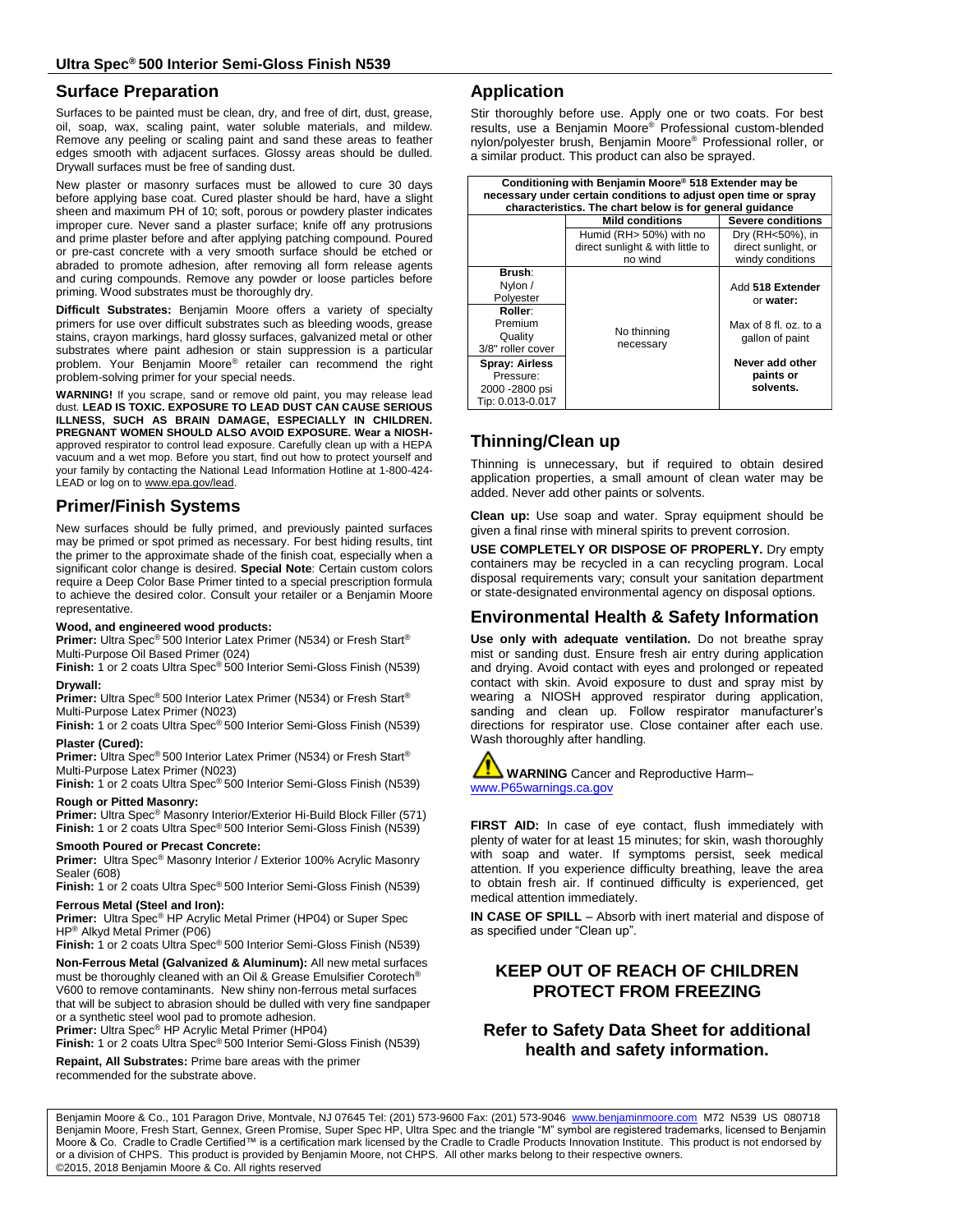## Surface Preparation

Surfaces to be painted must be clean, dry, and free of dirt, dust, grease, oil, soap, wax, scaling paint, water soluble materials, and mildew. Remove any peeling or scaling paint and sand these areas to feather edges smooth with adjacent surfaces. Glossy areas should be dulled. Drywall surfaces must be free of sanding dust.

New plaster or masonry surfaces must be allowed to cure 30 days before applying base coat. Cured plaster should be hard, have a slight sheen and maximum PH of 10; soft, porous or powdery plaster indicates improper cure. Never sand a plaster surface; knife off any protrusions and prime plaster before and after applying patching compound. Poured or pre-cast concrete with a very smooth surface should be etched or abraded to promote adhesion, after removing all form release agents and curing compounds. Remove any powder or loose particles before priming. Wood substrates must be thoroughly dry.

**Difficult Substrates:** Benjamin Moore offers a variety of specialty primers for use over difficult substrates such as bleeding woods, grease stains, crayon markings, hard glossy surfaces, galvanized metal or other substrates where paint adhesion or stain suppression is a particular problem. Your Benjamin Moore® retailer can recommend the right problem-solving primer for your special needs.

**WARNING!** If you scrape, sand or remove old paint, you may release lead dust. **LEAD IS TOXIC. EXPOSURE TO LEAD DUST CAN CAUSE SERIOUS ILLNESS, SUCH AS BRAIN DAMAGE, ESPECIALLY IN CHILDREN. PREGNANT WOMEN SHOULD ALSO AVOID EXPOSURE. Wear a NIOSH-**approved respirator to control lead exposure. Carefully clean up with a HEPA vacuum and a wet mop. Before you start, find out how to protect yourself and your family by contacting the National Lead Information Hotline at 1-800-424-LEAD or log on to www.epa.gov/lead.

## Primer/Finish Systems

New surfaces should be fully primed, and previously painted surfaces may be primed or spot primed as necessary. For best hiding results, tint the primer to the approximate shade of the finish coat, especially when a significant color change is desired. **Special Note**: Certain custom colors require a Deep Color Base Primer tinted to a special prescription formula to achieve the desired color. Consult your retailer or a Benjamin Moore representative.

**Wood, and engineered wood products:**
**Primer:** Ultra Spec® 500 Interior Latex Primer (N534) or Fresh Start® Multi-Purpose Oil Based Primer (024)
**Finish:** 1 or 2 coats Ultra Spec® 500 Interior Semi-Gloss Finish (N539)

**Drywall:**
**Primer:** Ultra Spec® 500 Interior Latex Primer (N534) or Fresh Start® Multi-Purpose Latex Primer (N023)
**Finish:** 1 or 2 coats Ultra Spec® 500 Interior Semi-Gloss Finish (N539)

**Plaster (Cured):**
**Primer:** Ultra Spec® 500 Interior Latex Primer (N534) or Fresh Start® Multi-Purpose Latex Primer (N023)
**Finish:** 1 or 2 coats Ultra Spec® 500 Interior Semi-Gloss Finish (N539)

**Rough or Pitted Masonry:**
**Primer:** Ultra Spec® Masonry Interior/Exterior Hi-Build Block Filler (571)
**Finish:** 1 or 2 coats Ultra Spec® 500 Interior Semi-Gloss Finish (N539)

**Smooth Poured or Precast Concrete:**
**Primer:** Ultra Spec® Masonry Interior / Exterior 100% Acrylic Masonry Sealer (608)
**Finish:** 1 or 2 coats Ultra Spec® 500 Interior Semi-Gloss Finish (N539)

**Ferrous Metal (Steel and Iron):**
**Primer:** Ultra Spec® HP Acrylic Metal Primer (HP04) or Super Spec HP® Alkyd Metal Primer (P06)
**Finish:** 1 or 2 coats Ultra Spec® 500 Interior Semi-Gloss Finish (N539)

**Non-Ferrous Metal (Galvanized & Aluminum):** All new metal surfaces must be thoroughly cleaned with an Oil & Grease Emulsifier Corotech® V600 to remove contaminants. New shiny non-ferrous metal surfaces that will be subject to abrasion should be dulled with very fine sandpaper or a synthetic steel wool pad to promote adhesion.
**Primer:** Ultra Spec® HP Acrylic Metal Primer (HP04)
**Finish:** 1 or 2 coats Ultra Spec® 500 Interior Semi-Gloss Finish (N539)

**Repaint, All Substrates:** Prime bare areas with the primer recommended for the substrate above.

## Application

Stir thoroughly before use. Apply one or two coats. For best results, use a Benjamin Moore® Professional custom-blended nylon/polyester brush, Benjamin Moore® Professional roller, or a similar product. This product can also be sprayed.

**Conditioning with Benjamin Moore® 518 Extender may be necessary under certain conditions to adjust open time or spray characteristics. The chart below is for general guidance**

| | **Mild conditions** | **Severe conditions** |
|---|---|---|
| | Humid (RH> 50%) with no direct sunlight & with little to no wind | Dry (RH<50%), in direct sunlight, or windy conditions |
| **Brush**: Nylon / Polyester | No thinning necessary | Add **518 Extender** or **water:** |
| **Roller**: Premium Quality 3/8" roller cover | | Max of 8 fl. oz. to a gallon of paint |
| **Spray: Airless** Pressure: 2000 -2800 psi Tip: 0.013-0.017 | | **Never add other paints or solvents.** |

## Thinning/Clean up

Thinning is unnecessary, but if required to obtain desired application properties, a small amount of clean water may be added. Never add other paints or solvents.

**Clean up:** Use soap and water. Spray equipment should be given a final rinse with mineral spirits to prevent corrosion.

**USE COMPLETELY OR DISPOSE OF PROPERLY.** Dry empty containers may be recycled in a can recycling program. Local disposal requirements vary; consult your sanitation department or state-designated environmental agency on disposal options.

## Environmental Health & Safety Information

**Use only with adequate ventilation.** Do not breathe spray mist or sanding dust. Ensure fresh air entry during application and drying. Avoid contact with eyes and prolonged or repeated contact with skin. Avoid exposure to dust and spray mist by wearing a NIOSH approved respirator during application, sanding and clean up. Follow respirator manufacturer's directions for respirator use. Close container after each use. Wash thoroughly after handling.

**WARNING** Cancer and Reproductive Harm– www.P65warnings.ca.gov

**FIRST AID:** In case of eye contact, flush immediately with plenty of water for at least 15 minutes; for skin, wash thoroughly with soap and water. If symptoms persist, seek medical attention. If you experience difficulty breathing, leave the area to obtain fresh air. If continued difficulty is experienced, get medical attention immediately.

**IN CASE OF SPILL** – Absorb with inert material and dispose of as specified under "Clean up".

### KEEP OUT OF REACH OF CHILDREN
### PROTECT FROM FREEZING

### Refer to Safety Data Sheet for additional health and safety information.

Benjamin Moore & Co., 101 Paragon Drive, Montvale, NJ 07645 Tel: (201) 573-9600 Fax: (201) 573-9046 www.benjaminmoore.com M72 N539 US 080718
Benjamin Moore, Fresh Start, Gennex, Green Promise, Super Spec HP, Ultra Spec and the triangle "M" symbol are registered trademarks, licensed to Benjamin Moore & Co. Cradle to Cradle Certified™ is a certification mark licensed by the Cradle to Cradle Products Innovation Institute. This product is not endorsed by or a division of CHPS. This product is provided by Benjamin Moore, not CHPS. All other marks belong to their respective owners.
©2015, 2018 Benjamin Moore & Co. All rights reserved